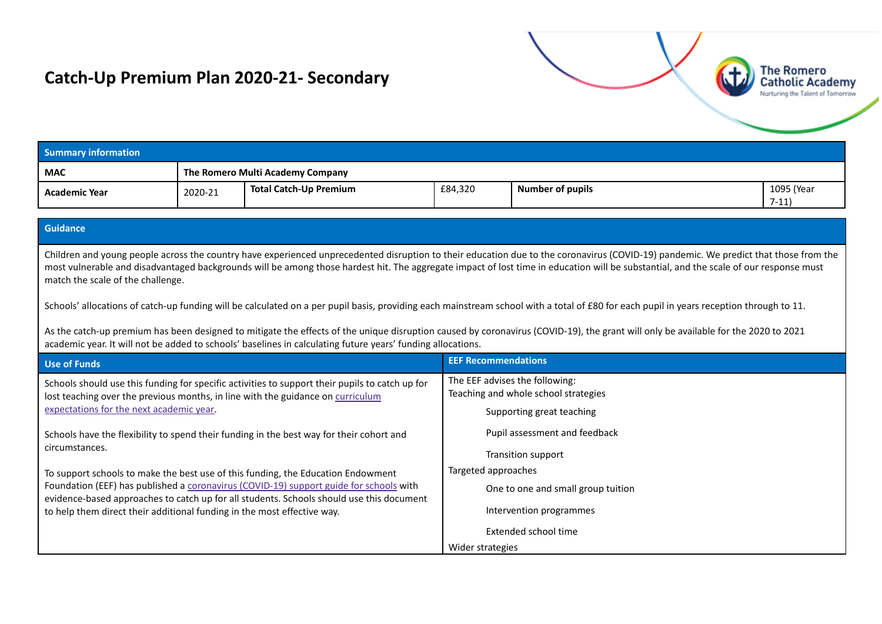# Catch-Up Premium Plan 2020-21- Secondary

| Summary information | | | | | |
|---|---|---|---|---|---|
| **MAC** | **The Romero Multi Academy Company** | | | | |
| **Academic Year** | 2020-21 | **Total Catch-Up Premium** | £84,320 | **Number of pupils** | 1095 (Year 7-11) |

| Guidance | |
|---|---|
| Children and young people across the country have experienced unprecedented disruption to their education due to the coronavirus (COVID-19) pandemic. We predict that those from the most vulnerable and disadvantaged backgrounds will be among those hardest hit. The aggregate impact of lost time in education will be substantial, and the scale of our response must match the scale of the challenge.<br><br>Schools' allocations of catch-up funding will be calculated on a per pupil basis, providing each mainstream school with a total of £80 for each pupil in years reception through to 11.<br><br>As the catch-up premium has been designed to mitigate the effects of the unique disruption caused by coronavirus (COVID-19), the grant will only be available for the 2020 to 2021 academic year. It will not be added to schools' baselines in calculating future years' funding allocations. | |
| **Use of Funds** | **EEF Recommendations** |
| Schools should use this funding for specific activities to support their pupils to catch up for lost teaching over the previous months, in line with the guidance on [curriculum expectations for the next academic year](#).<br><br>Schools have the flexibility to spend their funding in the best way for their cohort and circumstances.<br><br>To support schools to make the best use of this funding, the Education Endowment Foundation (EEF) has published a [coronavirus (COVID-19) support guide for schools](#) with evidence-based approaches to catch up for all students. Schools should use this document to help them direct their additional funding in the most effective way. | The EEF advises the following:<br>Teaching and whole school strategies<br>- Supporting great teaching<br>- Pupil assessment and feedback<br>- Transition support<br><br>Targeted approaches<br>- One to one and small group tuition<br>- Intervention programmes<br>- Extended school time<br><br>Wider strategies |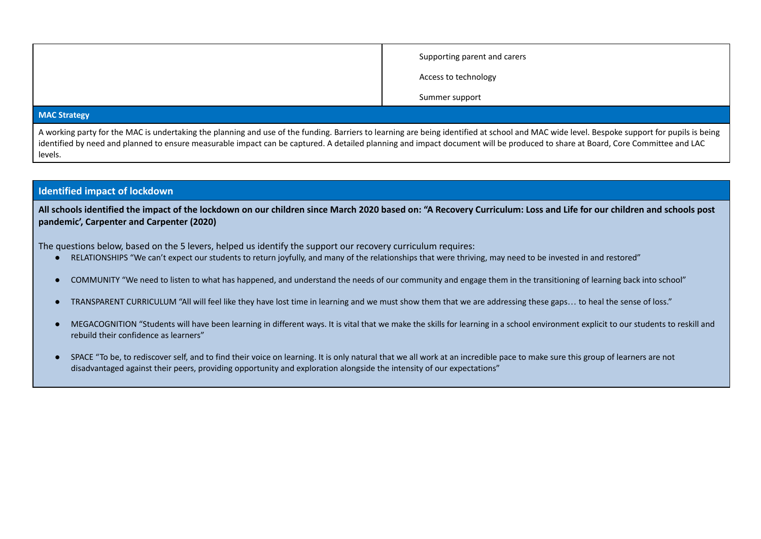| | |
|---|---|
| | Supporting parent and carers<br><br>Access to technology<br><br>Summer support |

## MAC Strategy

A working party for the MAC is undertaking the planning and use of the funding. Barriers to learning are being identified at school and MAC wide level. Bespoke support for pupils is being identified by need and planned to ensure measurable impact can be captured. A detailed planning and impact document will be produced to share at Board, Core Committee and LAC levels.

## Identified impact of lockdown

**All schools identified the impact of the lockdown on our children since March 2020 based on: "A Recovery Curriculum: Loss and Life for our children and schools post pandemic', Carpenter and Carpenter (2020)**

The questions below, based on the 5 levers, helped us identify the support our recovery curriculum requires:

- RELATIONSHIPS "We can't expect our students to return joyfully, and many of the relationships that were thriving, may need to be invested in and restored"
- COMMUNITY "We need to listen to what has happened, and understand the needs of our community and engage them in the transitioning of learning back into school"
- TRANSPARENT CURRICULUM "All will feel like they have lost time in learning and we must show them that we are addressing these gaps… to heal the sense of loss."
- MEGACOGNITION "Students will have been learning in different ways. It is vital that we make the skills for learning in a school environment explicit to our students to reskill and rebuild their confidence as learners"
- SPACE "To be, to rediscover self, and to find their voice on learning. It is only natural that we all work at an incredible pace to make sure this group of learners are not disadvantaged against their peers, providing opportunity and exploration alongside the intensity of our expectations"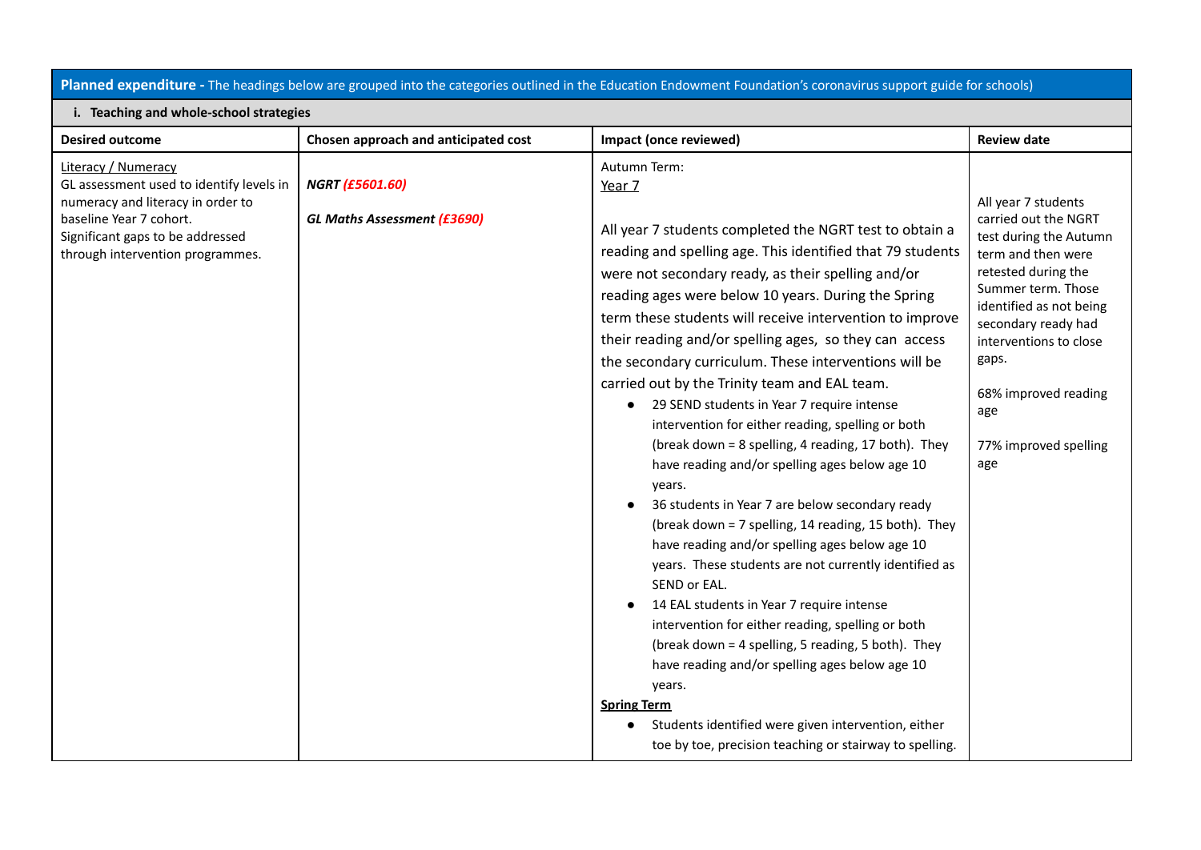| **Planned expenditure -** The headings below are grouped into the categories outlined in the Education Endowment Foundation's coronavirus support guide for schools) | | | |
|---|---|---|---|
| **i. Teaching and whole-school strategies** | | | |
| **Desired outcome** | **Chosen approach and anticipated cost** | **Impact (once reviewed)** | **Review date** |
| Literacy / Numeracy<br>GL assessment used to identify levels in numeracy and literacy in order to baseline Year 7 cohort.<br>Significant gaps to be addressed through intervention programmes. | ***NGRT (£5601.60)***<br><br>***GL Maths Assessment (£3690)*** | Autumn Term:<br>Year 7<br><br>All year 7 students completed the NGRT test to obtain a reading and spelling age. This identified that 79 students were not secondary ready, as their spelling and/or reading ages were below 10 years. During the Spring term these students will receive intervention to improve their reading and/or spelling ages, so they can access the secondary curriculum. These interventions will be carried out by the Trinity team and EAL team.<br>• 29 SEND students in Year 7 require intense intervention for either reading, spelling or both (break down = 8 spelling, 4 reading, 17 both). They have reading and/or spelling ages below age 10 years.<br>• 36 students in Year 7 are below secondary ready (break down = 7 spelling, 14 reading, 15 both). They have reading and/or spelling ages below age 10 years. These students are not currently identified as SEND or EAL.<br>• 14 EAL students in Year 7 require intense intervention for either reading, spelling or both (break down = 4 spelling, 5 reading, 5 both). They have reading and/or spelling ages below age 10 years.<br>**Spring Term**<br>• Students identified were given intervention, either toe by toe, precision teaching or stairway to spelling. | All year 7 students carried out the NGRT test during the Autumn term and then were retested during the Summer term. Those identified as not being secondary ready had interventions to close gaps.<br><br>68% improved reading age<br><br>77% improved spelling age |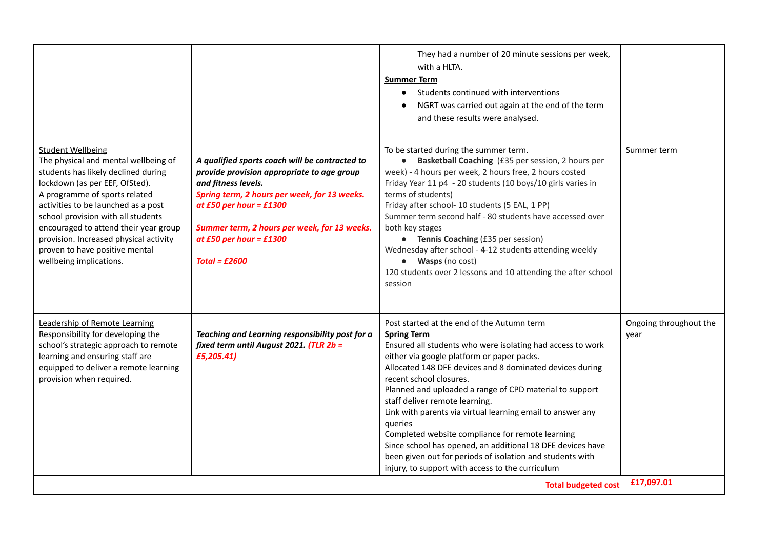| | | | |
|---|---|---|---|
| | | They had a number of 20 minute sessions per week, with a HLTA.<br>**<u>Summer Term</u>**<br>• Students continued with interventions<br>• NGRT was carried out again at the end of the term and these results were analysed. | |
| <u>Student Wellbeing</u><br>The physical and mental wellbeing of students has likely declined during lockdown (as per EEF, OfSted).<br>A programme of sports related activities to be launched as a post school provision with all students encouraged to attend their year group provision. Increased physical activity proven to have positive mental wellbeing implications. | ***A qualified sports coach will be contracted to provide provision appropriate to age group and fitness levels.***<br>***Spring term, 2 hours per week, for 13 weeks. at £50 per hour = £1300***<br><br>***Summer term, 2 hours per week, for 13 weeks. at £50 per hour = £1300***<br><br>***Total = £2600*** | To be started during the summer term.<br>• **Basketball Coaching** (£35 per session, 2 hours per week) - 4 hours per week, 2 hours free, 2 hours costed<br>Friday Year 11 p4 - 20 students (10 boys/10 girls varies in terms of students)<br>Friday after school- 10 students (5 EAL, 1 PP)<br>Summer term second half - 80 students have accessed over both key stages<br>• **Tennis Coaching** (£35 per session)<br>Wednesday after school - 4-12 students attending weekly<br>• **Wasps** (no cost)<br>120 students over 2 lessons and 10 attending the after school session | Summer term |
| <u>Leadership of Remote Learning</u><br>Responsibility for developing the school's strategic approach to remote learning and ensuring staff are equipped to deliver a remote learning provision when required. | ***Teaching and Learning responsibility post for a fixed term until August 2021. (TLR 2b = £5,205.41)*** | Post started at the end of the Autumn term<br>**Spring Term**<br>Ensured all students who were isolating had access to work either via google platform or paper packs.<br>Allocated 148 DFE devices and 8 dominated devices during recent school closures.<br>Planned and uploaded a range of CPD material to support staff deliver remote learning.<br>Link with parents via virtual learning email to answer any queries<br>Completed website compliance for remote learning<br>Since school has opened, an additional 18 DFE devices have been given out for periods of isolation and students with injury, to support with access to the curriculum | Ongoing throughout the year |
| | | **Total budgeted cost** | **£17,097.01** |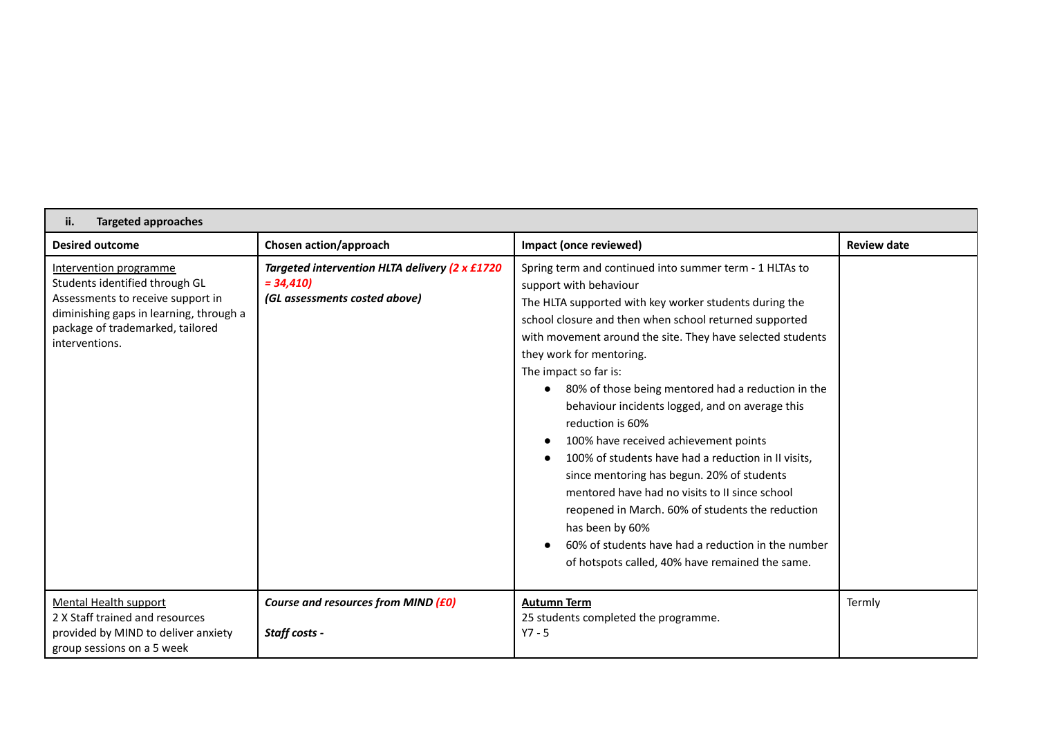| ii. **Targeted approaches** | | | |
|---|---|---|---|
| **Desired outcome** | **Chosen action/approach** | **Impact (once reviewed)** | **Review date** |
| Intervention programme<br>Students identified through GL Assessments to receive support in diminishing gaps in learning, through a package of trademarked, tailored interventions. | ***Targeted intervention HLTA delivery (2 x £1720 = 34,410)***<br>***(GL assessments costed above)*** | Spring term and continued into summer term - 1 HLTAs to support with behaviour<br>The HLTA supported with key worker students during the school closure and then when school returned supported with movement around the site. They have selected students they work for mentoring.<br>The impact so far is:<br>• 80% of those being mentored had a reduction in the behaviour incidents logged, and on average this reduction is 60%<br>• 100% have received achievement points<br>• 100% of students have had a reduction in II visits, since mentoring has begun. 20% of students mentored have had no visits to II since school reopened in March. 60% of students the reduction has been by 60%<br>• 60% of students have had a reduction in the number of hotspots called, 40% have remained the same. | |
| Mental Health support<br>2 X Staff trained and resources provided by MIND to deliver anxiety group sessions on a 5 week | ***Course and resources from MIND (£0)***<br><br>***Staff costs -*** | **Autumn Term**<br>25 students completed the programme.<br>Y7 - 5 | Termly |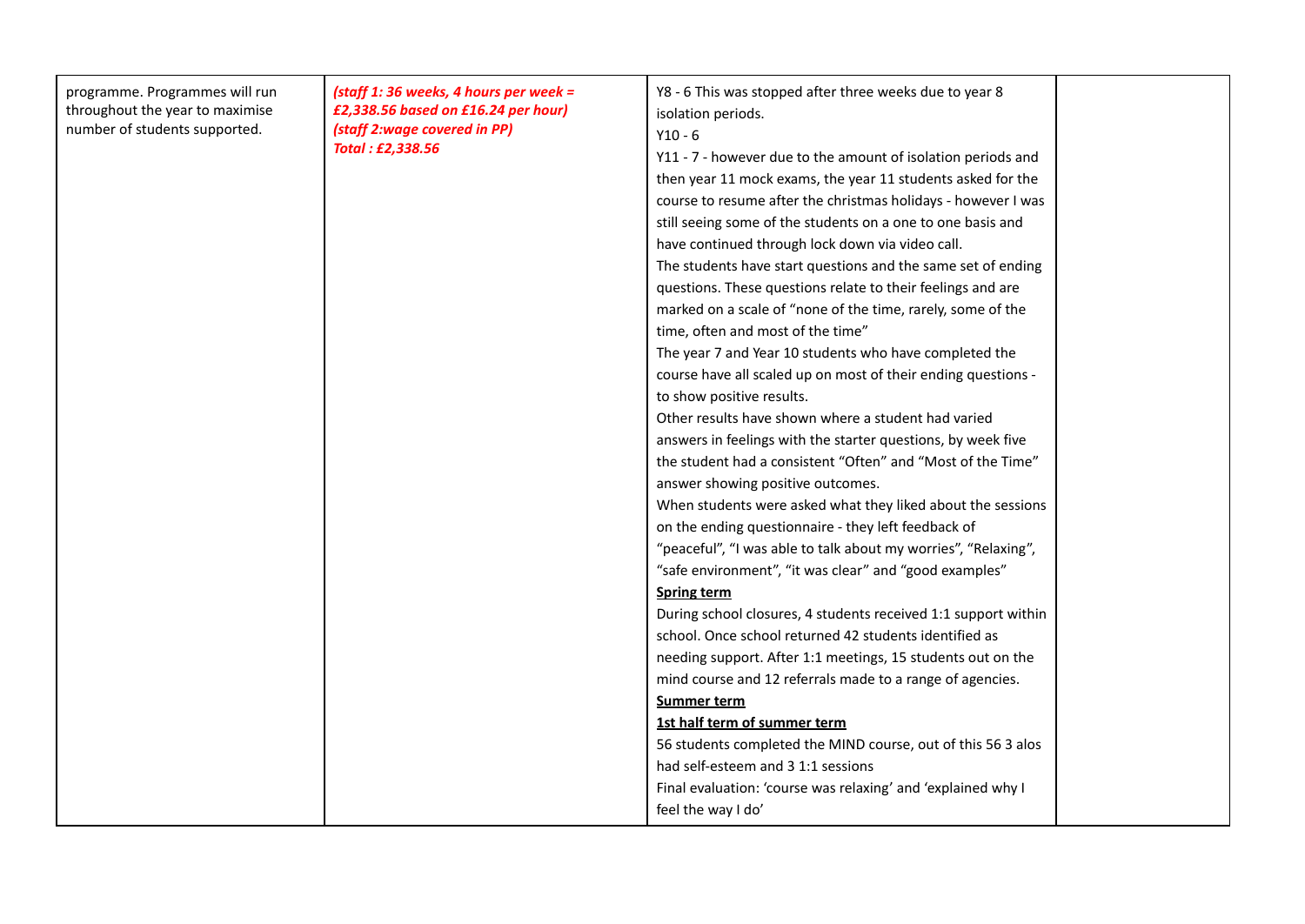| | | | |
|---|---|---|---|
| programme. Programmes will run throughout the year to maximise number of students supported. | ***(staff 1: 36 weeks, 4 hours per week = £2,338.56 based on £16.24 per hour)*** ***(staff 2:wage covered in PP)*** ***Total : £2,338.56*** | Y8 - 6 This was stopped after three weeks due to year 8 isolation periods.<br>Y10 - 6<br>Y11 - 7 - however due to the amount of isolation periods and then year 11 mock exams, the year 11 students asked for the course to resume after the christmas holidays - however I was still seeing some of the students on a one to one basis and have continued through lock down via video call.<br>The students have start questions and the same set of ending questions. These questions relate to their feelings and are marked on a scale of "none of the time, rarely, some of the time, often and most of the time"<br>The year 7 and Year 10 students who have completed the course have all scaled up on most of their ending questions - to show positive results.<br>Other results have shown where a student had varied answers in feelings with the starter questions, by week five the student had a consistent "Often" and "Most of the Time" answer showing positive outcomes.<br>When students were asked what they liked about the sessions on the ending questionnaire - they left feedback of "peaceful", "I was able to talk about my worries", "Relaxing", "safe environment", "it was clear" and "good examples"<br>**Spring term**<br>During school closures, 4 students received 1:1 support within school. Once school returned 42 students identified as needing support. After 1:1 meetings, 15 students out on the mind course and 12 referrals made to a range of agencies.<br>**Summer term**<br>**1st half term of summer term**<br>56 students completed the MIND course, out of this 56 3 alos had self-esteem and 3 1:1 sessions<br>Final evaluation: 'course was relaxing' and 'explained why I feel the way I do' | |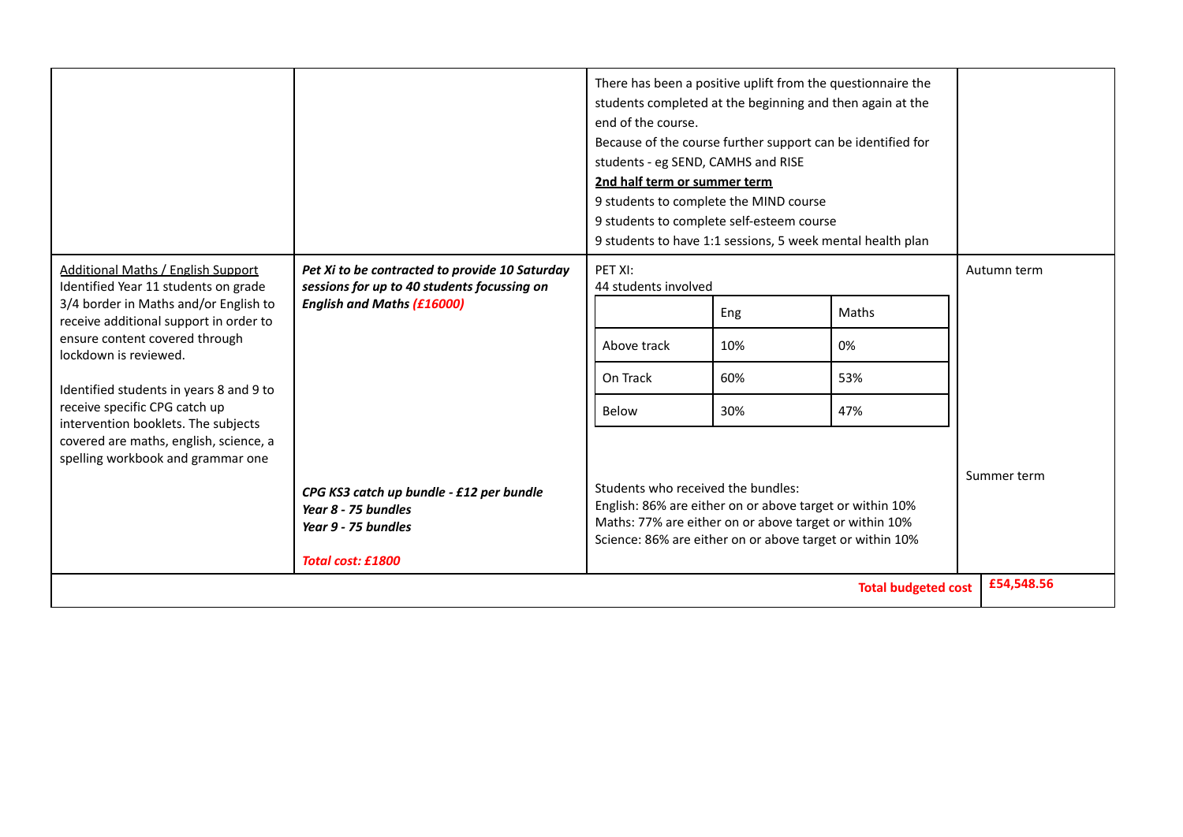| | | | |
|---|---|---|---|
| | | There has been a positive uplift from the questionnaire the students completed at the beginning and then again at the end of the course.<br>Because of the course further support can be identified for students - eg SEND, CAMHS and RISE<br>**2nd half term or summer term**<br>9 students to complete the MIND course<br>9 students to complete self-esteem course<br>9 students to have 1:1 sessions, 5 week mental health plan | |
| Additional Maths / English Support<br>Identified Year 11 students on grade 3/4 border in Maths and/or English to receive additional support in order to ensure content covered through lockdown is reviewed.<br><br>Identified students in years 8 and 9 to receive specific CPG catch up intervention booklets. The subjects covered are maths, english, science, a spelling workbook and grammar one | ***Pet Xi to be contracted to provide 10 Saturday sessions for up to 40 students focussing on English and Maths (£16000)***<br><br>***CPG KS3 catch up bundle - £12 per bundle***<br>***Year 8 - 75 bundles***<br>***Year 9 - 75 bundles***<br><br>***Total cost: £1800*** | PET XI:<br>44 students involved<br><br>(see table below)<br><br>Students who received the bundles:<br>English: 86% are either on or above target or within 10%<br>Maths: 77% are either on or above target or within 10%<br>Science: 86% are either on or above target or within 10% | Autumn term<br><br>Summer term |
| | | **Total budgeted cost** | **£54,548.56** |

PET XI results (44 students involved):

| | Eng | Maths |
|---|---|---|
| Above track | 10% | 0% |
| On Track | 60% | 53% |
| Below | 30% | 47% |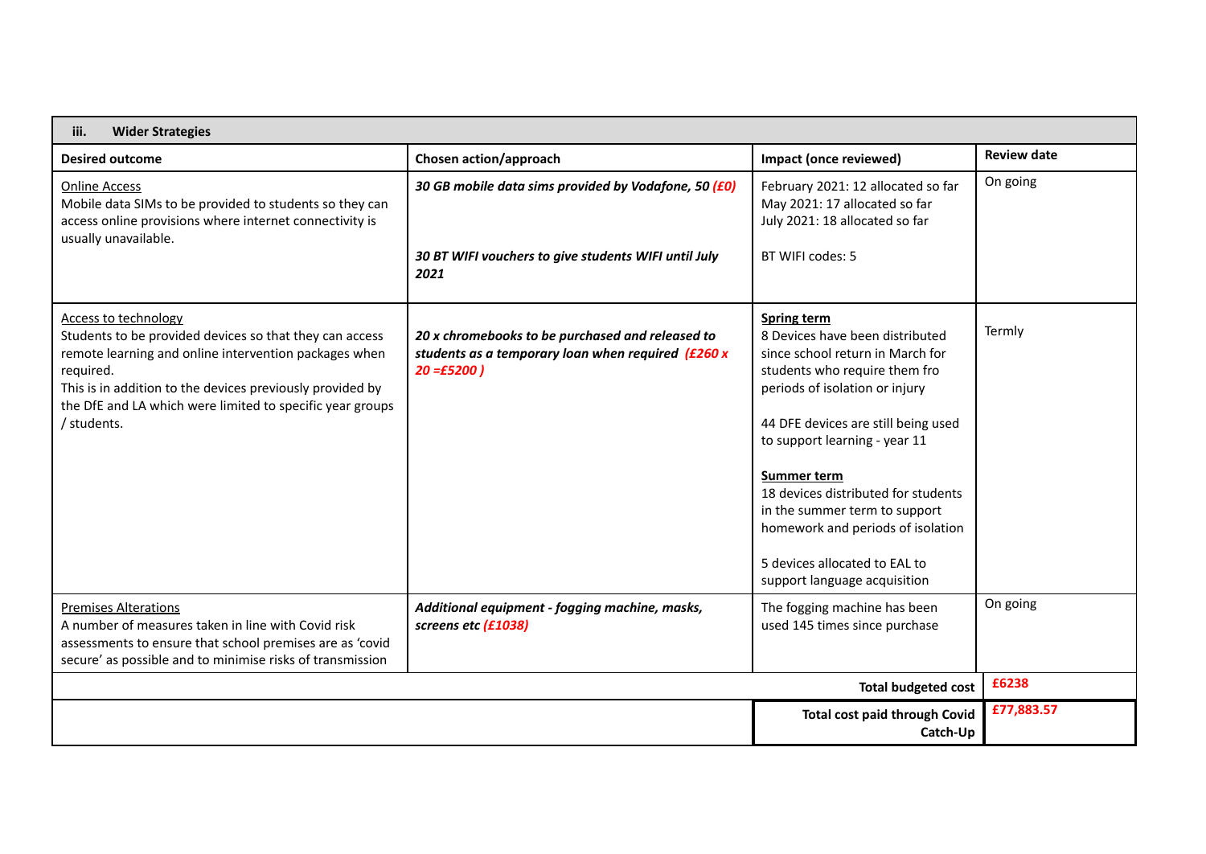| iii. **Wider Strategies** | | | |
|---|---|---|---|
| **Desired outcome** | **Chosen action/approach** | **Impact (once reviewed)** | **Review date** |
| Online Access<br>Mobile data SIMs to be provided to students so they can access online provisions where internet connectivity is usually unavailable. | ***30 GB mobile data sims provided by Vodafone, 50 (£0)***<br><br>***30 BT WIFI vouchers to give students WIFI until July 2021*** | February 2021: 12 allocated so far<br>May 2021: 17 allocated so far<br>July 2021: 18 allocated so far<br><br>BT WIFI codes: 5 | On going |
| Access to technology<br>Students to be provided devices so that they can access remote learning and online intervention packages when required.<br>This is in addition to the devices previously provided by the DfE and LA which were limited to specific year groups / students. | ***20 x chromebooks to be purchased and released to students as a temporary loan when required (£260 x 20 =£5200 )*** | **Spring term**<br>8 Devices have been distributed since school return in March for students who require them fro periods of isolation or injury<br><br>44 DFE devices are still being used to support learning - year 11<br><br>**Summer term**<br>18 devices distributed for students in the summer term to support homework and periods of isolation<br><br>5 devices allocated to EAL to support language acquisition | Termly |
| Premises Alterations<br>A number of measures taken in line with Covid risk assessments to ensure that school premises are as 'covid secure' as possible and to minimise risks of transmission | ***Additional equipment - fogging machine, masks, screens etc (£1038)*** | The fogging machine has been used 145 times since purchase | On going |
| | | **Total budgeted cost** | **£6238** |
| | | **Total cost paid through Covid Catch-Up** | **£77,883.57** |